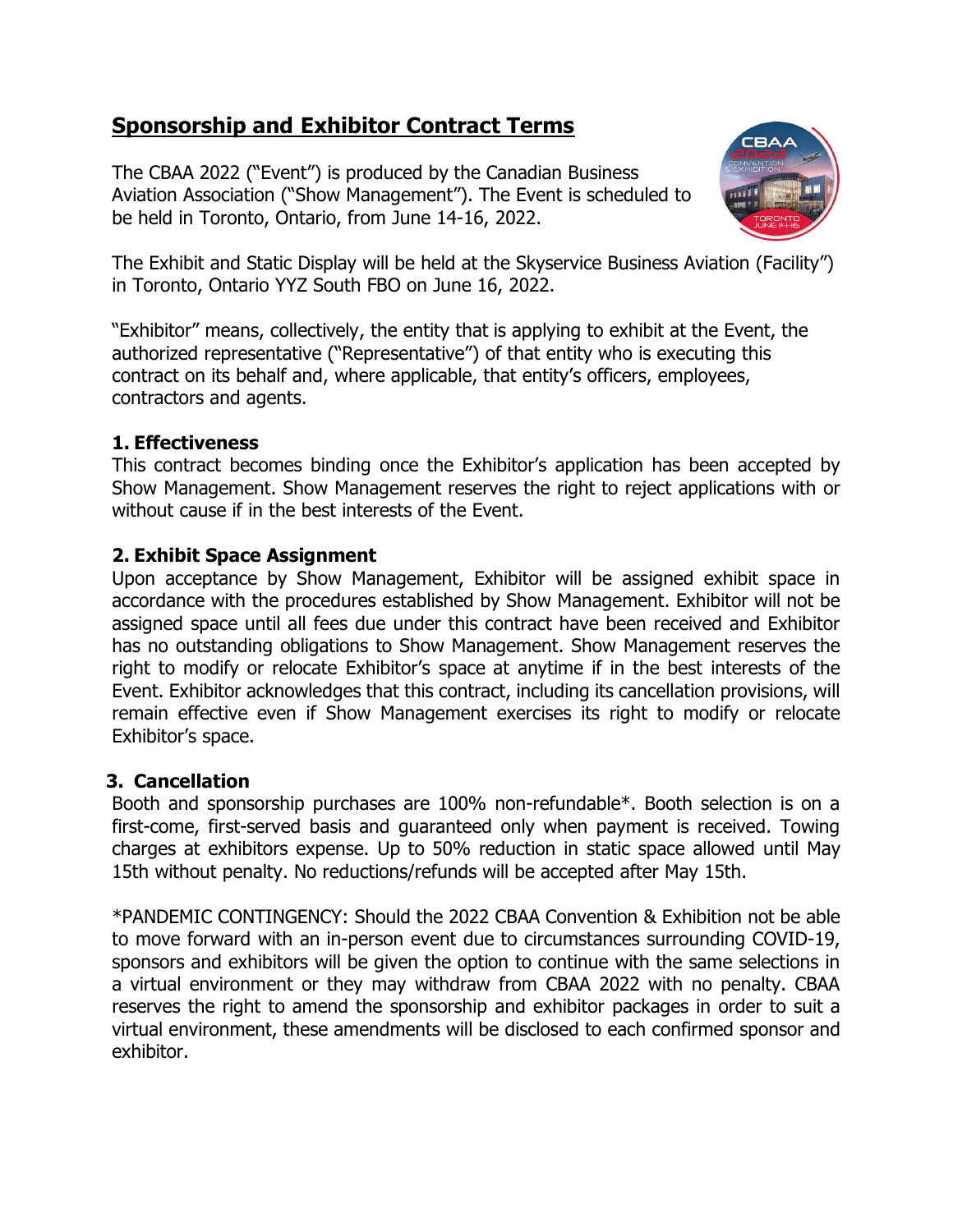# Sponsorship and Exhibitor Contract Terms

The CBAA 2022 ("Event") is produced by the Canadian Business Aviation Association ("Show Management"). The Event is scheduled to be held in Toronto, Ontario, from June 14-16, 2022.

The Exhibit and Static Display will be held at the Skyservice Business Aviation (Facility") in Toronto, Ontario YYZ South FBO on June 16, 2022.

"Exhibitor" means, collectively, the entity that is applying to exhibit at the Event, the authorized representative ("Representative") of that entity who is executing this contract on its behalf and, where applicable, that entity's officers, employees, contractors and agents.

### 1. Effectiveness

This contract becomes binding once the Exhibitor's application has been accepted by Show Management. Show Management reserves the right to reject applications with or without cause if in the best interests of the Event.

### 2. Exhibit Space Assignment

Upon acceptance by Show Management, Exhibitor will be assigned exhibit space in accordance with the procedures established by Show Management. Exhibitor will not be assigned space until all fees due under this contract have been received and Exhibitor has no outstanding obligations to Show Management. Show Management reserves the right to modify or relocate Exhibitor's space at anytime if in the best interests of the Event. Exhibitor acknowledges that this contract, including its cancellation provisions, will remain effective even if Show Management exercises its right to modify or relocate Exhibitor's space.

### 3. Cancellation

Booth and sponsorship purchases are 100% non-refundable*. Booth selection is on a first-come, first-served basis and guaranteed only when payment is received. Towing charges at exhibitors expense. Up to 50% reduction in static space allowed until May 15th without penalty. No reductions/refunds will be accepted after May 15th.

*PANDEMIC CONTINGENCY: Should the 2022 CBAA Convention & Exhibition not be able to move forward with an in-person event due to circumstances surrounding COVID-19, sponsors and exhibitors will be given the option to continue with the same selections in a virtual environment or they may withdraw from CBAA 2022 with no penalty. CBAA reserves the right to amend the sponsorship and exhibitor packages in order to suit a virtual environment, these amendments will be disclosed to each confirmed sponsor and exhibitor.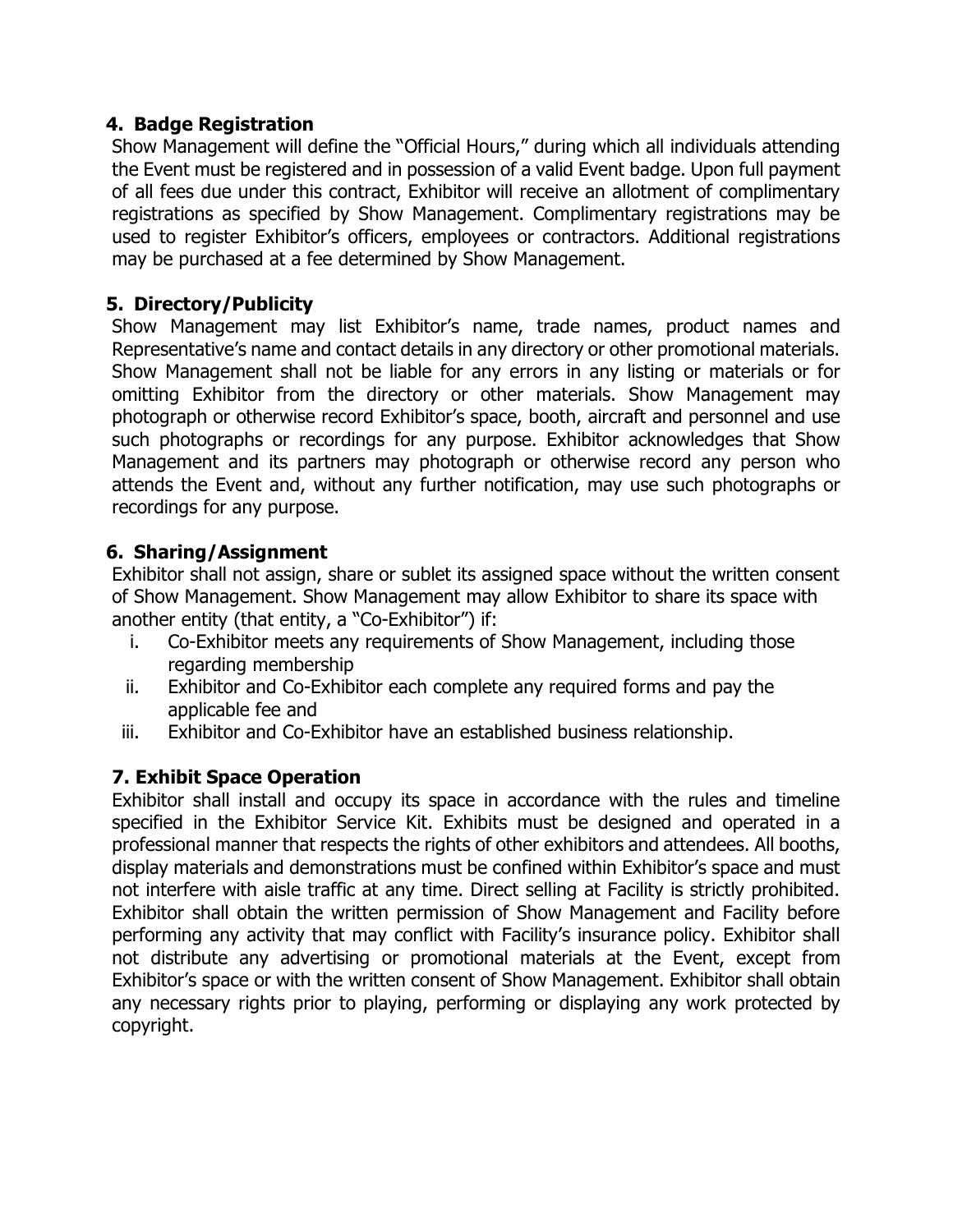## 4. Badge Registration

Show Management will define the "Official Hours," during which all individuals attending the Event must be registered and in possession of a valid Event badge. Upon full payment of all fees due under this contract, Exhibitor will receive an allotment of complimentary registrations as specified by Show Management. Complimentary registrations may be used to register Exhibitor's officers, employees or contractors. Additional registrations may be purchased at a fee determined by Show Management.

## 5. Directory/Publicity

Show Management may list Exhibitor's name, trade names, product names and Representative's name and contact details in any directory or other promotional materials. Show Management shall not be liable for any errors in any listing or materials or for omitting Exhibitor from the directory or other materials. Show Management may photograph or otherwise record Exhibitor's space, booth, aircraft and personnel and use such photographs or recordings for any purpose. Exhibitor acknowledges that Show Management and its partners may photograph or otherwise record any person who attends the Event and, without any further notification, may use such photographs or recordings for any purpose.

## 6. Sharing/Assignment

Exhibitor shall not assign, share or sublet its assigned space without the written consent of Show Management. Show Management may allow Exhibitor to share its space with another entity (that entity, a "Co-Exhibitor") if:

i. Co-Exhibitor meets any requirements of Show Management, including those regarding membership
ii. Exhibitor and Co-Exhibitor each complete any required forms and pay the applicable fee and
iii. Exhibitor and Co-Exhibitor have an established business relationship.

## 7. Exhibit Space Operation

Exhibitor shall install and occupy its space in accordance with the rules and timeline specified in the Exhibitor Service Kit. Exhibits must be designed and operated in a professional manner that respects the rights of other exhibitors and attendees. All booths, display materials and demonstrations must be confined within Exhibitor's space and must not interfere with aisle traffic at any time. Direct selling at Facility is strictly prohibited. Exhibitor shall obtain the written permission of Show Management and Facility before performing any activity that may conflict with Facility's insurance policy. Exhibitor shall not distribute any advertising or promotional materials at the Event, except from Exhibitor's space or with the written consent of Show Management. Exhibitor shall obtain any necessary rights prior to playing, performing or displaying any work protected by copyright.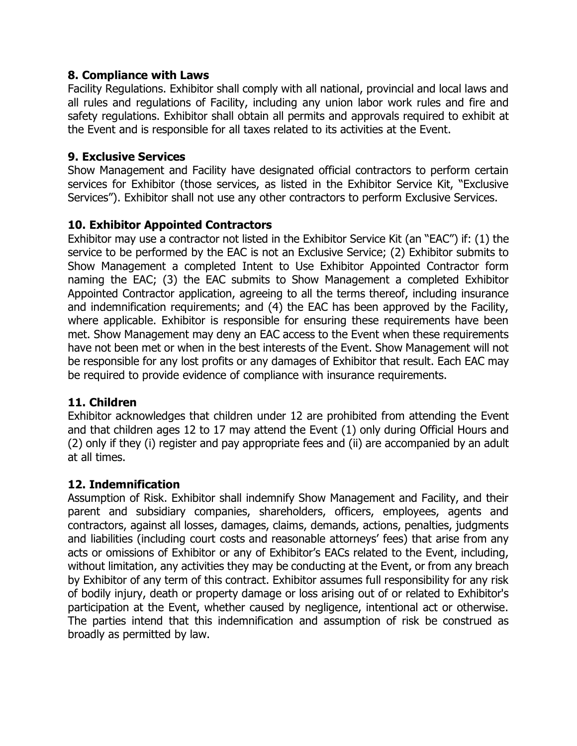## 8. Compliance with Laws

Facility Regulations. Exhibitor shall comply with all national, provincial and local laws and all rules and regulations of Facility, including any union labor work rules and fire and safety regulations. Exhibitor shall obtain all permits and approvals required to exhibit at the Event and is responsible for all taxes related to its activities at the Event.

## 9. Exclusive Services

Show Management and Facility have designated official contractors to perform certain services for Exhibitor (those services, as listed in the Exhibitor Service Kit, "Exclusive Services"). Exhibitor shall not use any other contractors to perform Exclusive Services.

## 10. Exhibitor Appointed Contractors

Exhibitor may use a contractor not listed in the Exhibitor Service Kit (an "EAC") if: (1) the service to be performed by the EAC is not an Exclusive Service; (2) Exhibitor submits to Show Management a completed Intent to Use Exhibitor Appointed Contractor form naming the EAC; (3) the EAC submits to Show Management a completed Exhibitor Appointed Contractor application, agreeing to all the terms thereof, including insurance and indemnification requirements; and (4) the EAC has been approved by the Facility, where applicable. Exhibitor is responsible for ensuring these requirements have been met. Show Management may deny an EAC access to the Event when these requirements have not been met or when in the best interests of the Event. Show Management will not be responsible for any lost profits or any damages of Exhibitor that result. Each EAC may be required to provide evidence of compliance with insurance requirements.

## 11. Children

Exhibitor acknowledges that children under 12 are prohibited from attending the Event and that children ages 12 to 17 may attend the Event (1) only during Official Hours and (2) only if they (i) register and pay appropriate fees and (ii) are accompanied by an adult at all times.

## 12. Indemnification

Assumption of Risk. Exhibitor shall indemnify Show Management and Facility, and their parent and subsidiary companies, shareholders, officers, employees, agents and contractors, against all losses, damages, claims, demands, actions, penalties, judgments and liabilities (including court costs and reasonable attorneys' fees) that arise from any acts or omissions of Exhibitor or any of Exhibitor's EACs related to the Event, including, without limitation, any activities they may be conducting at the Event, or from any breach by Exhibitor of any term of this contract. Exhibitor assumes full responsibility for any risk of bodily injury, death or property damage or loss arising out of or related to Exhibitor's participation at the Event, whether caused by negligence, intentional act or otherwise. The parties intend that this indemnification and assumption of risk be construed as broadly as permitted by law.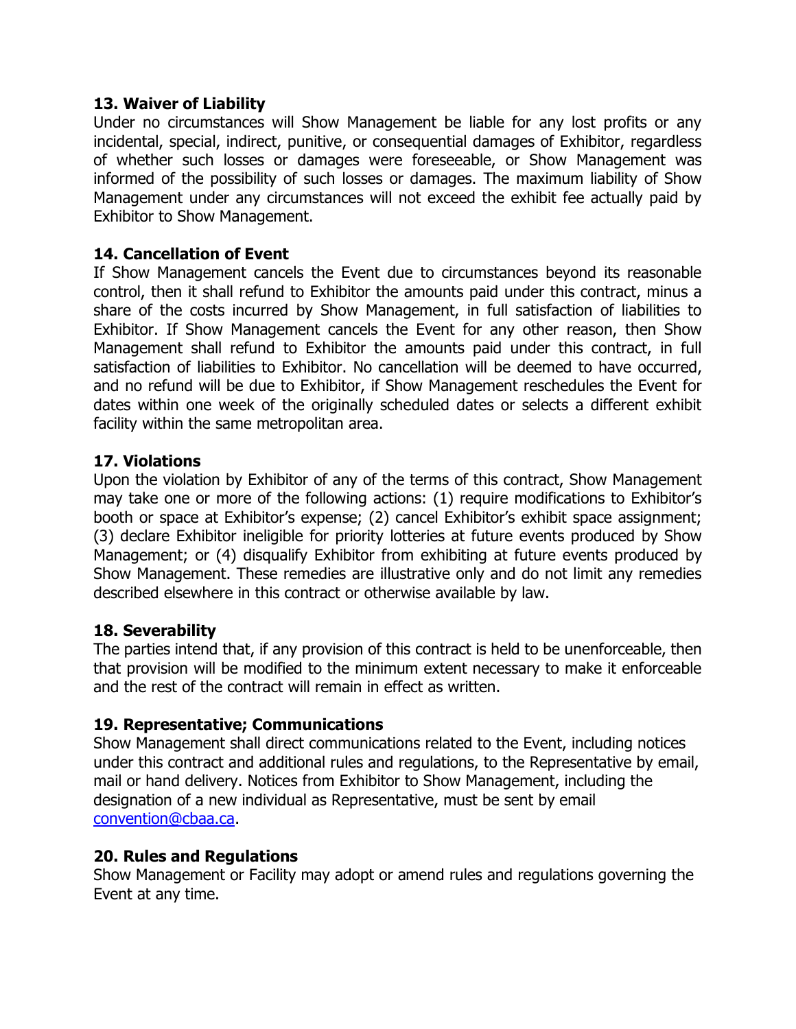### 13. Waiver of Liability

Under no circumstances will Show Management be liable for any lost profits or any incidental, special, indirect, punitive, or consequential damages of Exhibitor, regardless of whether such losses or damages were foreseeable, or Show Management was informed of the possibility of such losses or damages. The maximum liability of Show Management under any circumstances will not exceed the exhibit fee actually paid by Exhibitor to Show Management.

### 14. Cancellation of Event

If Show Management cancels the Event due to circumstances beyond its reasonable control, then it shall refund to Exhibitor the amounts paid under this contract, minus a share of the costs incurred by Show Management, in full satisfaction of liabilities to Exhibitor. If Show Management cancels the Event for any other reason, then Show Management shall refund to Exhibitor the amounts paid under this contract, in full satisfaction of liabilities to Exhibitor. No cancellation will be deemed to have occurred, and no refund will be due to Exhibitor, if Show Management reschedules the Event for dates within one week of the originally scheduled dates or selects a different exhibit facility within the same metropolitan area.

### 17. Violations

Upon the violation by Exhibitor of any of the terms of this contract, Show Management may take one or more of the following actions: (1) require modifications to Exhibitor's booth or space at Exhibitor's expense; (2) cancel Exhibitor's exhibit space assignment; (3) declare Exhibitor ineligible for priority lotteries at future events produced by Show Management; or (4) disqualify Exhibitor from exhibiting at future events produced by Show Management. These remedies are illustrative only and do not limit any remedies described elsewhere in this contract or otherwise available by law.

### 18. Severability

The parties intend that, if any provision of this contract is held to be unenforceable, then that provision will be modified to the minimum extent necessary to make it enforceable and the rest of the contract will remain in effect as written.

### 19. Representative; Communications

Show Management shall direct communications related to the Event, including notices under this contract and additional rules and regulations, to the Representative by email, mail or hand delivery. Notices from Exhibitor to Show Management, including the designation of a new individual as Representative, must be sent by email convention@cbaa.ca.

### 20. Rules and Regulations

Show Management or Facility may adopt or amend rules and regulations governing the Event at any time.